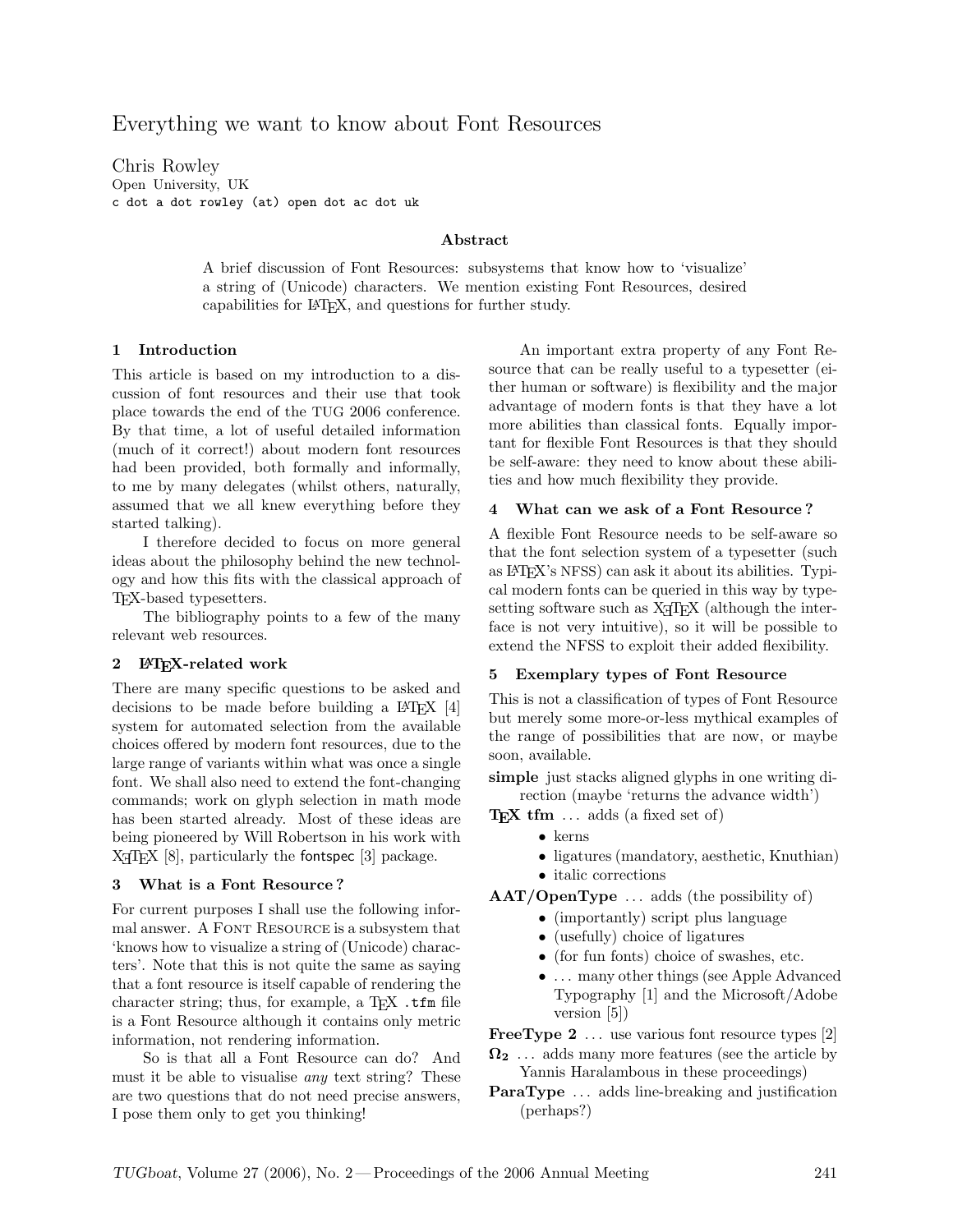# Everything we want to know about Font Resources

Chris Rowley
Open University, UK
`c dot a dot rowley (at) open dot ac dot uk`

### Abstract

A brief discussion of Font Resources: subsystems that know how to 'visualize' a string of (Unicode) characters. We mention existing Font Resources, desired capabilities for LaTeX, and questions for further study.

## 1 Introduction

This article is based on my introduction to a discussion of font resources and their use that took place towards the end of the TUG 2006 conference. By that time, a lot of useful detailed information (much of it correct!) about modern font resources had been provided, both formally and informally, to me by many delegates (whilst others, naturally, assumed that we all knew everything before they started talking).

I therefore decided to focus on more general ideas about the philosophy behind the new technology and how this fits with the classical approach of TeX-based typesetters.

The bibliography points to a few of the many relevant web resources.

## 2 LaTeX-related work

There are many specific questions to be asked and decisions to be made before building a LaTeX [4] system for automated selection from the available choices offered by modern font resources, due to the large range of variants within what was once a single font. We shall also need to extend the font-changing commands; work on glyph selection in math mode has been started already. Most of these ideas are being pioneered by Will Robertson in his work with XeTeX [8], particularly the fontspec [3] package.

## 3 What is a Font Resource?

For current purposes I shall use the following informal answer. A Font Resource is a subsystem that 'knows how to visualize a string of (Unicode) characters'. Note that this is not quite the same as saying that a font resource is itself capable of rendering the character string; thus, for example, a TeX `.tfm` file is a Font Resource although it contains only metric information, not rendering information.

So is that all a Font Resource can do? And must it be able to visualise *any* text string? These are two questions that do not need precise answers, I pose them only to get you thinking!

An important extra property of any Font Resource that can be really useful to a typesetter (either human or software) is flexibility and the major advantage of modern fonts is that they have a lot more abilities than classical fonts. Equally important for flexible Font Resources is that they should be self-aware: they need to know about these abilities and how much flexibility they provide.

## 4 What can we ask of a Font Resource?

A flexible Font Resource needs to be self-aware so that the font selection system of a typesetter (such as LaTeX's NFSS) can ask it about its abilities. Typical modern fonts can be queried in this way by typesetting software such as XeTeX (although the interface is not very intuitive), so it will be possible to extend the NFSS to exploit their added flexibility.

## 5 Exemplary types of Font Resource

This is not a classification of types of Font Resource but merely some more-or-less mythical examples of the range of possibilities that are now, or maybe soon, available.

**simple** just stacks aligned glyphs in one writing direction (maybe 'returns the advance width')

**TeX tfm** … adds (a fixed set of)

- kerns
- ligatures (mandatory, aesthetic, Knuthian)
- italic corrections

**AAT/OpenType** … adds (the possibility of)

- (importantly) script plus language
- (usefully) choice of ligatures
- (for fun fonts) choice of swashes, etc.
- … many other things (see Apple Advanced Typography [1] and the Microsoft/Adobe version [5])

**FreeType 2** … use various font resource types [2]

**$\Omega_2$** … adds many more features (see the article by Yannis Haralambous in these proceedings)

**ParaType** … adds line-breaking and justification (perhaps?)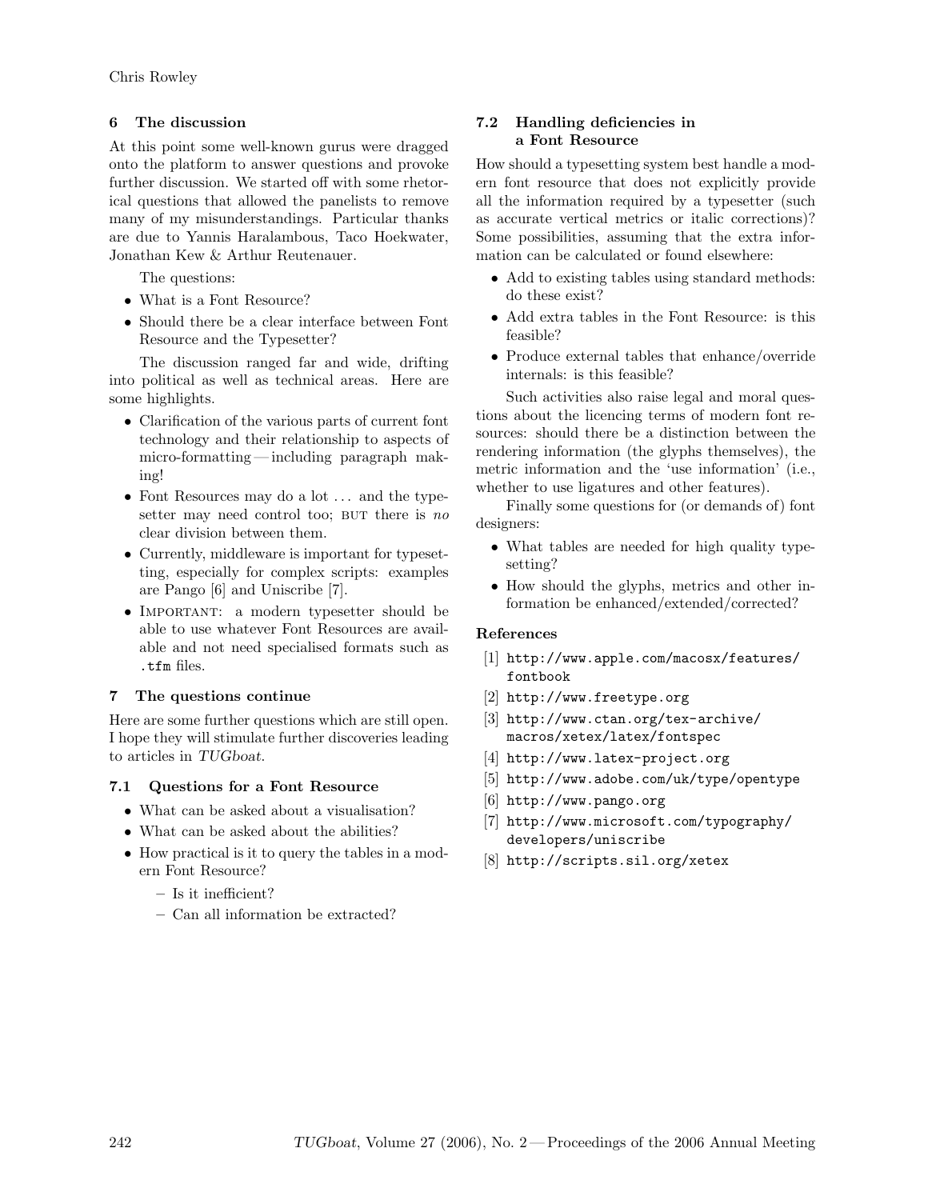## 6 The discussion

At this point some well-known gurus were dragged onto the platform to answer questions and provoke further discussion. We started off with some rhetorical questions that allowed the panelists to remove many of my misunderstandings. Particular thanks are due to Yannis Haralambous, Taco Hoekwater, Jonathan Kew & Arthur Reutenauer.

The questions:

- What is a Font Resource?
- Should there be a clear interface between Font Resource and the Typesetter?

The discussion ranged far and wide, drifting into political as well as technical areas. Here are some highlights.

- Clarification of the various parts of current font technology and their relationship to aspects of micro-formatting — including paragraph making!
- Font Resources may do a lot ... and the typesetter may need control too; BUT there is *no* clear division between them.
- Currently, middleware is important for typesetting, especially for complex scripts: examples are Pango [6] and Uniscribe [7].
- IMPORTANT: a modern typesetter should be able to use whatever Font Resources are available and not need specialised formats such as `.tfm` files.

## 7 The questions continue

Here are some further questions which are still open. I hope they will stimulate further discoveries leading to articles in *TUGboat*.

### 7.1 Questions for a Font Resource

- What can be asked about a visualisation?
- What can be asked about the abilities?
- How practical is it to query the tables in a modern Font Resource?
  - Is it inefficient?
  - Can all information be extracted?

### 7.2 Handling deficiencies in a Font Resource

How should a typesetting system best handle a modern font resource that does not explicitly provide all the information required by a typesetter (such as accurate vertical metrics or italic corrections)? Some possibilities, assuming that the extra information can be calculated or found elsewhere:

- Add to existing tables using standard methods: do these exist?
- Add extra tables in the Font Resource: is this feasible?
- Produce external tables that enhance/override internals: is this feasible?

Such activities also raise legal and moral questions about the licencing terms of modern font resources: should there be a distinction between the rendering information (the glyphs themselves), the metric information and the 'use information' (i.e., whether to use ligatures and other features).

Finally some questions for (or demands of) font designers:

- What tables are needed for high quality typesetting?
- How should the glyphs, metrics and other information be enhanced/extended/corrected?

### References

[1] `http://www.apple.com/macosx/features/fontbook`

[2] `http://www.freetype.org`

[3] `http://www.ctan.org/tex-archive/macros/xetex/latex/fontspec`

[4] `http://www.latex-project.org`

[5] `http://www.adobe.com/uk/type/opentype`

[6] `http://www.pango.org`

[7] `http://www.microsoft.com/typography/developers/uniscribe`

[8] `http://scripts.sil.org/xetex`